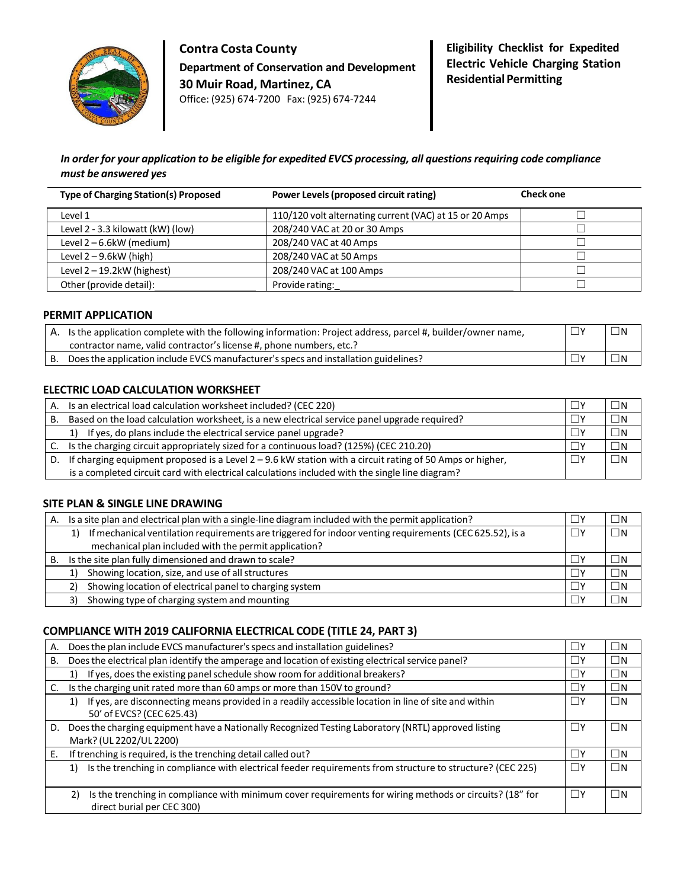**Contra Costa County**

**Department of Conservation and Development**

**30 Muir Road, Martinez, CA**

Office: (925) 674-7200 Fax: (925) 674-7244

**Eligibility Checklist for Expedited Electric Vehicle Charging Station Residential Permitting**

***In order for your application to be eligible for expedited EVCS processing, all questions requiring code compliance must be answered yes***

| **Type of Charging Station(s) Proposed** | **Power Levels (proposed circuit rating)** | **Check one** |
|---|---|---|
| Level 1 | 110/120 volt alternating current (VAC) at 15 or 20 Amps | ☐ |
| Level 2 - 3.3 kilowatt (kW) (low) | 208/240 VAC at 20 or 30 Amps | ☐ |
| Level 2 – 6.6kW (medium) | 208/240 VAC at 40 Amps | ☐ |
| Level 2 – 9.6kW (high) | 208/240 VAC at 50 Amps | ☐ |
| Level 2 – 19.2kW (highest) | 208/240 VAC at 100 Amps | ☐ |
| Other (provide detail):___________________ | Provide rating:_________________________________ | ☐ |

## PERMIT APPLICATION

| | | |
|---|---|---|
| A. Is the application complete with the following information: Project address, parcel #, builder/owner name, contractor name, valid contractor's license #, phone numbers, etc.? | ☐Y | ☐N |
| B. Does the application include EVCS manufacturer's specs and installation guidelines? | ☐Y | ☐N |

## ELECTRIC LOAD CALCULATION WORKSHEET

| | | |
|---|---|---|
| A. Is an electrical load calculation worksheet included? (CEC 220) | ☐Y | ☐N |
| B. Based on the load calculation worksheet, is a new electrical service panel upgrade required? | ☐Y | ☐N |
| 1) If yes, do plans include the electrical service panel upgrade? | ☐Y | ☐N |
| C. Is the charging circuit appropriately sized for a continuous load? (125%) (CEC 210.20) | ☐Y | ☐N |
| D. If charging equipment proposed is a Level 2 – 9.6 kW station with a circuit rating of 50 Amps or higher, is a completed circuit card with electrical calculations included with the single line diagram? | ☐Y | ☐N |

## SITE PLAN & SINGLE LINE DRAWING

| | | |
|---|---|---|
| A. Is a site plan and electrical plan with a single-line diagram included with the permit application? | ☐Y | ☐N |
| 1) If mechanical ventilation requirements are triggered for indoor venting requirements (CEC 625.52), is a mechanical plan included with the permit application? | ☐Y | ☐N |
| B. Is the site plan fully dimensioned and drawn to scale? | ☐Y | ☐N |
| 1) Showing location, size, and use of all structures | ☐Y | ☐N |
| 2) Showing location of electrical panel to charging system | ☐Y | ☐N |
| 3) Showing type of charging system and mounting | ☐Y | ☐N |

## COMPLIANCE WITH 2019 CALIFORNIA ELECTRICAL CODE (TITLE 24, PART 3)

| | | |
|---|---|---|
| A. Does the plan include EVCS manufacturer's specs and installation guidelines? | ☐Y | ☐N |
| B. Does the electrical plan identify the amperage and location of existing electrical service panel? | ☐Y | ☐N |
| 1) If yes, does the existing panel schedule show room for additional breakers? | ☐Y | ☐N |
| C. Is the charging unit rated more than 60 amps or more than 150V to ground? | ☐Y | ☐N |
| 1) If yes, are disconnecting means provided in a readily accessible location in line of site and within 50' of EVCS? (CEC 625.43) | ☐Y | ☐N |
| D. Does the charging equipment have a Nationally Recognized Testing Laboratory (NRTL) approved listing Mark? (UL 2202/UL 2200) | ☐Y | ☐N |
| E. If trenching is required, is the trenching detail called out? | ☐Y | ☐N |
| 1) Is the trenching in compliance with electrical feeder requirements from structure to structure? (CEC 225) | ☐Y | ☐N |
| 2) Is the trenching in compliance with minimum cover requirements for wiring methods or circuits? (18" for direct burial per CEC 300) | ☐Y | ☐N |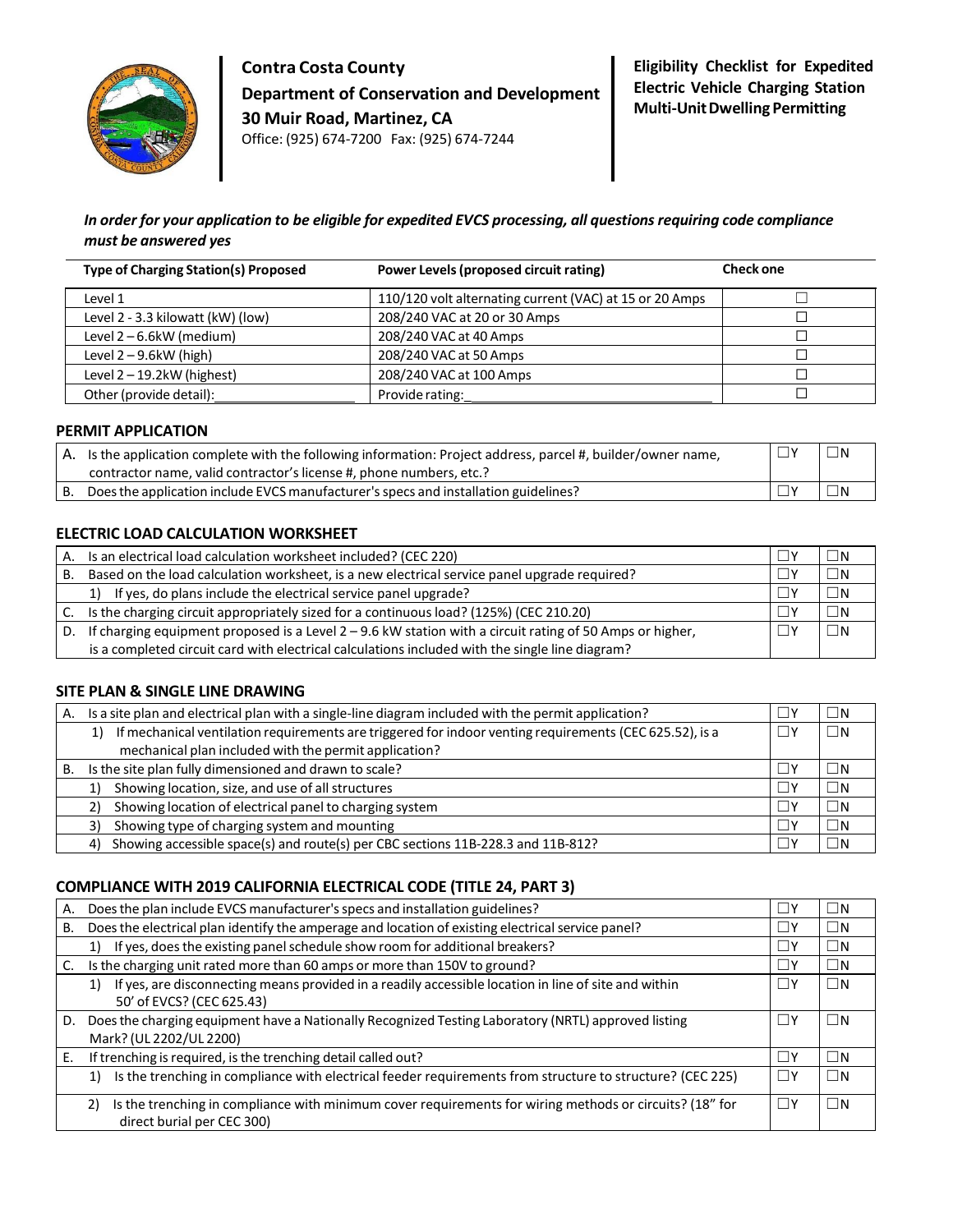**Contra Costa County**
**Department of Conservation and Development**
**30 Muir Road, Martinez, CA**
Office: (925) 674-7200 Fax: (925) 674-7244

**Eligibility Checklist for Expedited Electric Vehicle Charging Station Multi-Unit Dwelling Permitting**

***In order for your application to be eligible for expedited EVCS processing, all questions requiring code compliance must be answered yes***

| Type of Charging Station(s) Proposed | Power Levels (proposed circuit rating) | Check one |
|---|---|---|
| Level 1 | 110/120 volt alternating current (VAC) at 15 or 20 Amps | ☐ |
| Level 2 - 3.3 kilowatt (kW) (low) | 208/240 VAC at 20 or 30 Amps | ☐ |
| Level 2 – 6.6kW (medium) | 208/240 VAC at 40 Amps | ☐ |
| Level 2 – 9.6kW (high) | 208/240 VAC at 50 Amps | ☐ |
| Level 2 – 19.2kW (highest) | 208/240 VAC at 100 Amps | ☐ |
| Other (provide detail):\_\_\_\_\_\_\_\_\_\_ | Provide rating:\_\_\_\_\_\_\_\_\_\_ | ☐ |

### PERMIT APPLICATION

| | | | |
|---|---|---|---|
| A. | Is the application complete with the following information: Project address, parcel #, builder/owner name, contractor name, valid contractor's license #, phone numbers, etc.? | ☐Y | ☐N |
| B. | Does the application include EVCS manufacturer's specs and installation guidelines? | ☐Y | ☐N |

### ELECTRIC LOAD CALCULATION WORKSHEET

| | | | |
|---|---|---|---|
| A. | Is an electrical load calculation worksheet included? (CEC 220) | ☐Y | ☐N |
| B. | Based on the load calculation worksheet, is a new electrical service panel upgrade required? | ☐Y | ☐N |
| | 1) If yes, do plans include the electrical service panel upgrade? | ☐Y | ☐N |
| C. | Is the charging circuit appropriately sized for a continuous load? (125%) (CEC 210.20) | ☐Y | ☐N |
| D. | If charging equipment proposed is a Level 2 – 9.6 kW station with a circuit rating of 50 Amps or higher, is a completed circuit card with electrical calculations included with the single line diagram? | ☐Y | ☐N |

### SITE PLAN & SINGLE LINE DRAWING

| | | | |
|---|---|---|---|
| A. | Is a site plan and electrical plan with a single-line diagram included with the permit application? | ☐Y | ☐N |
| | 1) If mechanical ventilation requirements are triggered for indoor venting requirements (CEC 625.52), is a mechanical plan included with the permit application? | ☐Y | ☐N |
| B. | Is the site plan fully dimensioned and drawn to scale? | ☐Y | ☐N |
| | 1) Showing location, size, and use of all structures | ☐Y | ☐N |
| | 2) Showing location of electrical panel to charging system | ☐Y | ☐N |
| | 3) Showing type of charging system and mounting | ☐Y | ☐N |
| | 4) Showing accessible space(s) and route(s) per CBC sections 11B-228.3 and 11B-812? | ☐Y | ☐N |

### COMPLIANCE WITH 2019 CALIFORNIA ELECTRICAL CODE (TITLE 24, PART 3)

| | | | |
|---|---|---|---|
| A. | Does the plan include EVCS manufacturer's specs and installation guidelines? | ☐Y | ☐N |
| B. | Does the electrical plan identify the amperage and location of existing electrical service panel? | ☐Y | ☐N |
| | 1) If yes, does the existing panel schedule show room for additional breakers? | ☐Y | ☐N |
| C. | Is the charging unit rated more than 60 amps or more than 150V to ground? | ☐Y | ☐N |
| | 1) If yes, are disconnecting means provided in a readily accessible location in line of site and within 50' of EVCS? (CEC 625.43) | ☐Y | ☐N |
| D. | Does the charging equipment have a Nationally Recognized Testing Laboratory (NRTL) approved listing Mark? (UL 2202/UL 2200) | ☐Y | ☐N |
| E. | If trenching is required, is the trenching detail called out? | ☐Y | ☐N |
| | 1) Is the trenching in compliance with electrical feeder requirements from structure to structure? (CEC 225) | ☐Y | ☐N |
| | 2) Is the trenching in compliance with minimum cover requirements for wiring methods or circuits? (18" for direct burial per CEC 300) | ☐Y | ☐N |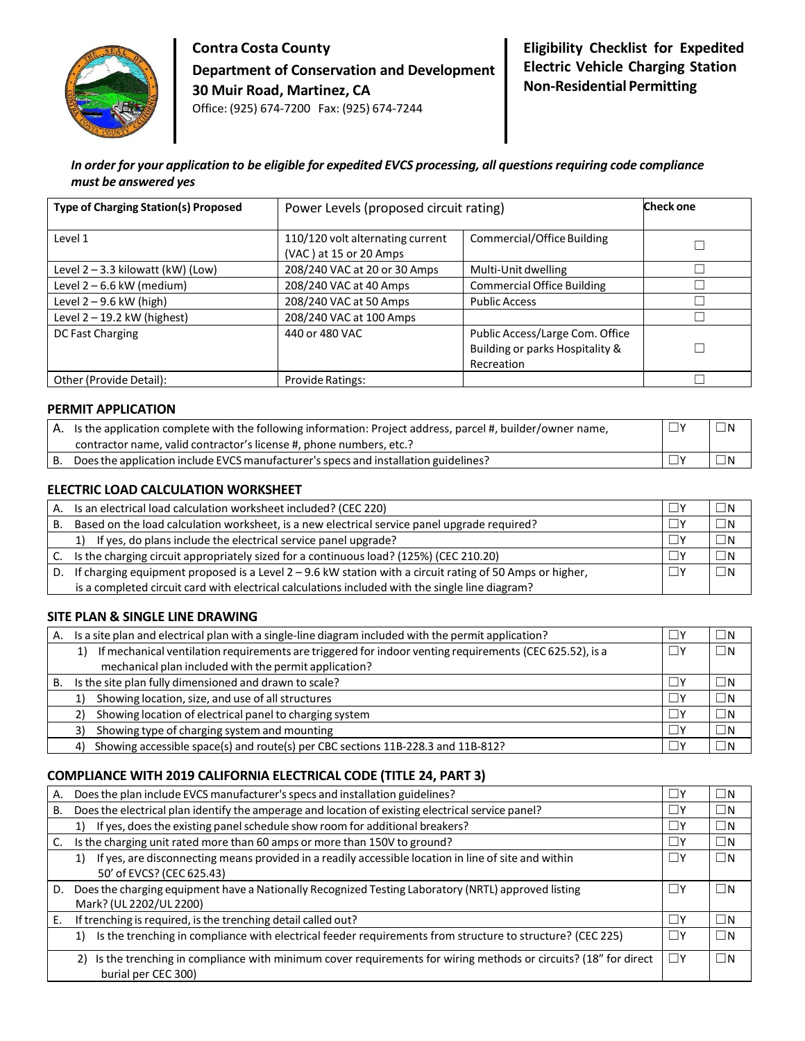**Contra Costa County**
**Department of Conservation and Development**
**30 Muir Road, Martinez, CA**
Office: (925) 674-7200 Fax: (925) 674-7244

**Eligibility Checklist for Expedited Electric Vehicle Charging Station Non-Residential Permitting**

***In order for your application to be eligible for expedited EVCS processing, all questions requiring code compliance must be answered yes***

| **Type of Charging Station(s) Proposed** | Power Levels (proposed circuit rating) | | **Check one** |
|---|---|---|---|
| Level 1 | 110/120 volt alternating current (VAC ) at 15 or 20 Amps | Commercial/Office Building | ☐ |
| Level 2 – 3.3 kilowatt (kW) (Low) | 208/240 VAC at 20 or 30 Amps | Multi-Unit dwelling | ☐ |
| Level 2 – 6.6 kW (medium) | 208/240 VAC at 40 Amps | Commercial Office Building | ☐ |
| Level 2 – 9.6 kW (high) | 208/240 VAC at 50 Amps | Public Access | ☐ |
| Level 2 – 19.2 kW (highest) | 208/240 VAC at 100 Amps | | ☐ |
| DC Fast Charging | 440 or 480 VAC | Public Access/Large Com. Office Building or parks Hospitality & Recreation | ☐ |
| Other (Provide Detail): | Provide Ratings: | | ☐ |

## PERMIT APPLICATION

| | | |
|---|---|---|
| A. Is the application complete with the following information: Project address, parcel #, builder/owner name, contractor name, valid contractor's license #, phone numbers, etc.? | ☐Y | ☐N |
| B. Does the application include EVCS manufacturer's specs and installation guidelines? | ☐Y | ☐N |

## ELECTRIC LOAD CALCULATION WORKSHEET

| | | |
|---|---|---|
| A. Is an electrical load calculation worksheet included? (CEC 220) | ☐Y | ☐N |
| B. Based on the load calculation worksheet, is a new electrical service panel upgrade required? | ☐Y | ☐N |
| 1) If yes, do plans include the electrical service panel upgrade? | ☐Y | ☐N |
| C. Is the charging circuit appropriately sized for a continuous load? (125%) (CEC 210.20) | ☐Y | ☐N |
| D. If charging equipment proposed is a Level 2 – 9.6 kW station with a circuit rating of 50 Amps or higher, is a completed circuit card with electrical calculations included with the single line diagram? | ☐Y | ☐N |

## SITE PLAN & SINGLE LINE DRAWING

| | | |
|---|---|---|
| A. Is a site plan and electrical plan with a single-line diagram included with the permit application? | ☐Y | ☐N |
| 1) If mechanical ventilation requirements are triggered for indoor venting requirements (CEC 625.52), is a mechanical plan included with the permit application? | ☐Y | ☐N |
| B. Is the site plan fully dimensioned and drawn to scale? | ☐Y | ☐N |
| 1) Showing location, size, and use of all structures | ☐Y | ☐N |
| 2) Showing location of electrical panel to charging system | ☐Y | ☐N |
| 3) Showing type of charging system and mounting | ☐Y | ☐N |
| 4) Showing accessible space(s) and route(s) per CBC sections 11B-228.3 and 11B-812? | ☐Y | ☐N |

## COMPLIANCE WITH 2019 CALIFORNIA ELECTRICAL CODE (TITLE 24, PART 3)

| | | |
|---|---|---|
| A. Does the plan include EVCS manufacturer's specs and installation guidelines? | ☐Y | ☐N |
| B. Does the electrical plan identify the amperage and location of existing electrical service panel? | ☐Y | ☐N |
| 1) If yes, does the existing panel schedule show room for additional breakers? | ☐Y | ☐N |
| C. Is the charging unit rated more than 60 amps or more than 150V to ground? | ☐Y | ☐N |
| 1) If yes, are disconnecting means provided in a readily accessible location in line of site and within 50' of EVCS? (CEC 625.43) | ☐Y | ☐N |
| D. Does the charging equipment have a Nationally Recognized Testing Laboratory (NRTL) approved listing Mark? (UL 2202/UL 2200) | ☐Y | ☐N |
| E. If trenching is required, is the trenching detail called out? | ☐Y | ☐N |
| 1) Is the trenching in compliance with electrical feeder requirements from structure to structure? (CEC 225) | ☐Y | ☐N |
| 2) Is the trenching in compliance with minimum cover requirements for wiring methods or circuits? (18" for direct burial per CEC 300) | ☐Y | ☐N |